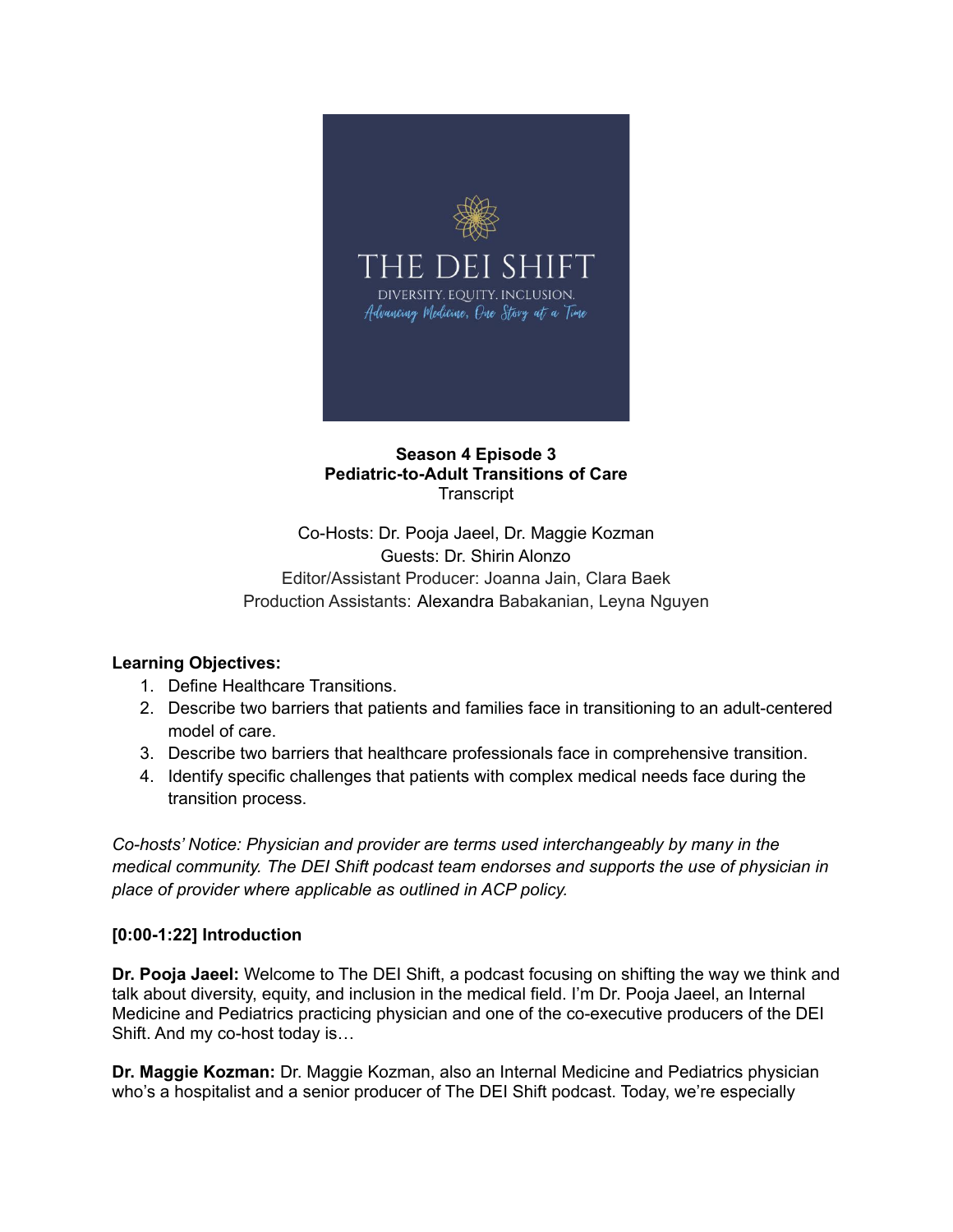**Season 4 Episode 3**
**Pediatric-to-Adult Transitions of Care**
Transcript

Co-Hosts: Dr. Pooja Jaeel, Dr. Maggie Kozman
Guests: Dr. Shirin Alonzo
Editor/Assistant Producer: Joanna Jain, Clara Baek
Production Assistants: Alexandra Babakanian, Leyna Nguyen

**Learning Objectives:**

1. Define Healthcare Transitions.
2. Describe two barriers that patients and families face in transitioning to an adult-centered model of care.
3. Describe two barriers that healthcare professionals face in comprehensive transition.
4. Identify specific challenges that patients with complex medical needs face during the transition process.

*Co-hosts' Notice: Physician and provider are terms used interchangeably by many in the medical community. The DEI Shift podcast team endorses and supports the use of physician in place of provider where applicable as outlined in ACP policy.*

**[0:00-1:22] Introduction**

**Dr. Pooja Jaeel:** Welcome to The DEI Shift, a podcast focusing on shifting the way we think and talk about diversity, equity, and inclusion in the medical field. I'm Dr. Pooja Jaeel, an Internal Medicine and Pediatrics practicing physician and one of the co-executive producers of the DEI Shift. And my co-host today is…

**Dr. Maggie Kozman:** Dr. Maggie Kozman, also an Internal Medicine and Pediatrics physician who's a hospitalist and a senior producer of The DEI Shift podcast. Today, we're especially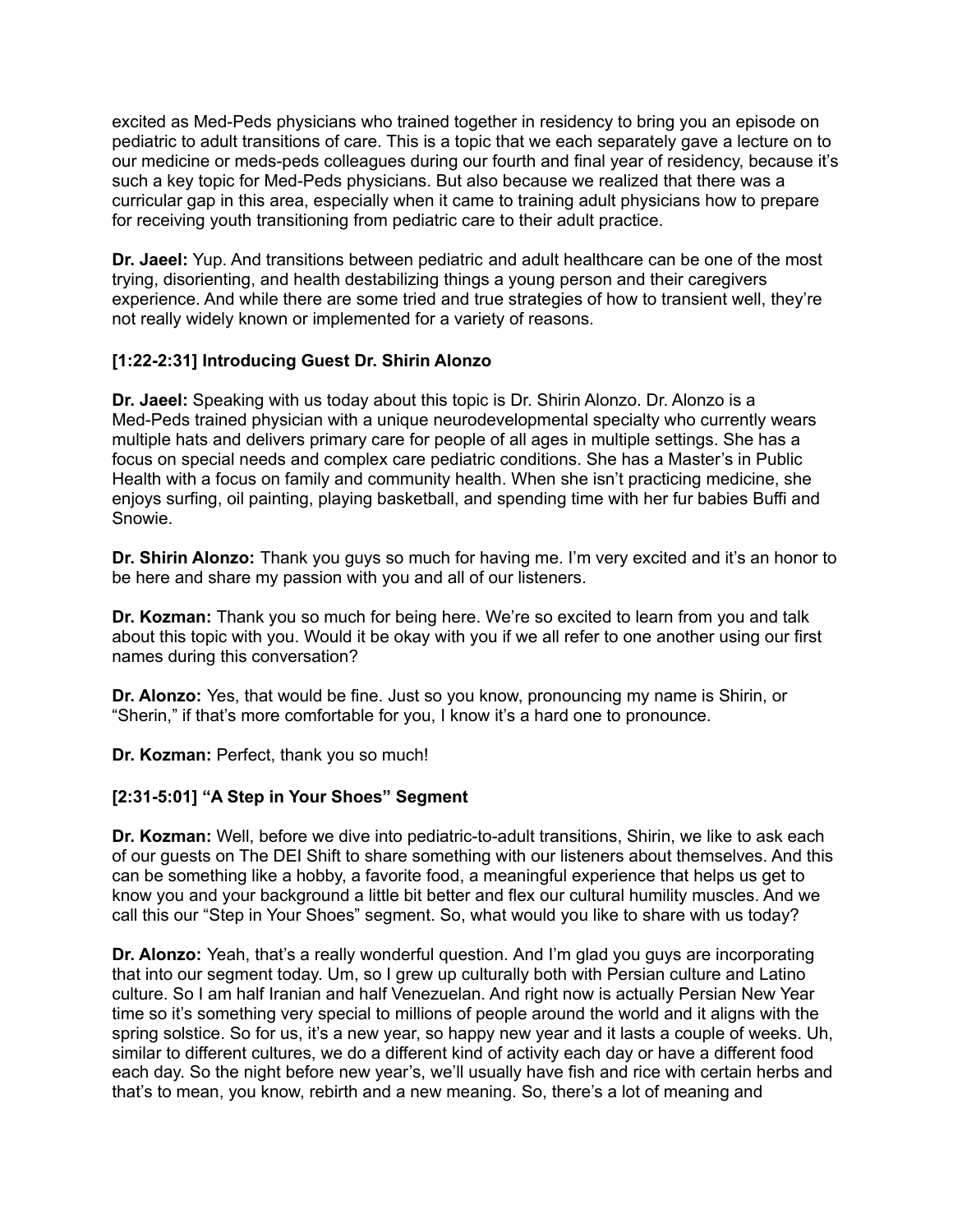excited as Med-Peds physicians who trained together in residency to bring you an episode on pediatric to adult transitions of care. This is a topic that we each separately gave a lecture on to our medicine or meds-peds colleagues during our fourth and final year of residency, because it's such a key topic for Med-Peds physicians. But also because we realized that there was a curricular gap in this area, especially when it came to training adult physicians how to prepare for receiving youth transitioning from pediatric care to their adult practice.

**Dr. Jaeel:** Yup. And transitions between pediatric and adult healthcare can be one of the most trying, disorienting, and health destabilizing things a young person and their caregivers experience. And while there are some tried and true strategies of how to transient well, they're not really widely known or implemented for a variety of reasons.

### [1:22-2:31] Introducing Guest Dr. Shirin Alonzo

**Dr. Jaeel:** Speaking with us today about this topic is Dr. Shirin Alonzo. Dr. Alonzo is a Med-Peds trained physician with a unique neurodevelopmental specialty who currently wears multiple hats and delivers primary care for people of all ages in multiple settings. She has a focus on special needs and complex care pediatric conditions. She has a Master's in Public Health with a focus on family and community health. When she isn't practicing medicine, she enjoys surfing, oil painting, playing basketball, and spending time with her fur babies Buffi and Snowie.

**Dr. Shirin Alonzo:** Thank you guys so much for having me. I'm very excited and it's an honor to be here and share my passion with you and all of our listeners.

**Dr. Kozman:** Thank you so much for being here. We're so excited to learn from you and talk about this topic with you. Would it be okay with you if we all refer to one another using our first names during this conversation?

**Dr. Alonzo:** Yes, that would be fine. Just so you know, pronouncing my name is Shirin, or "Sherin," if that's more comfortable for you, I know it's a hard one to pronounce.

**Dr. Kozman:** Perfect, thank you so much!

### [2:31-5:01] "A Step in Your Shoes" Segment

**Dr. Kozman:** Well, before we dive into pediatric-to-adult transitions, Shirin, we like to ask each of our guests on The DEI Shift to share something with our listeners about themselves. And this can be something like a hobby, a favorite food, a meaningful experience that helps us get to know you and your background a little bit better and flex our cultural humility muscles. And we call this our "Step in Your Shoes" segment. So, what would you like to share with us today?

**Dr. Alonzo:** Yeah, that's a really wonderful question. And I'm glad you guys are incorporating that into our segment today. Um, so I grew up culturally both with Persian culture and Latino culture. So I am half Iranian and half Venezuelan. And right now is actually Persian New Year time so it's something very special to millions of people around the world and it aligns with the spring solstice. So for us, it's a new year, so happy new year and it lasts a couple of weeks. Uh, similar to different cultures, we do a different kind of activity each day or have a different food each day. So the night before new year's, we'll usually have fish and rice with certain herbs and that's to mean, you know, rebirth and a new meaning. So, there's a lot of meaning and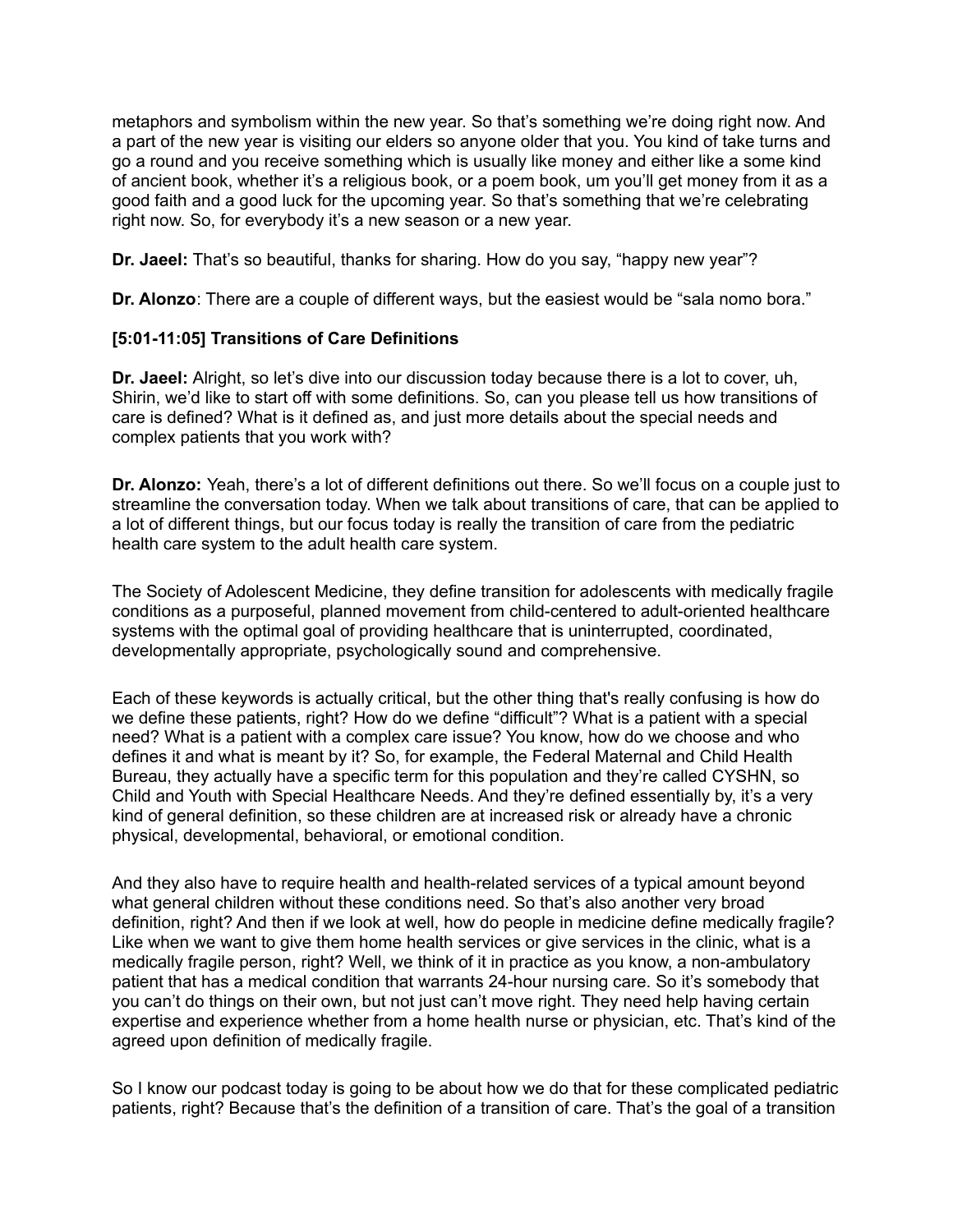metaphors and symbolism within the new year. So that's something we're doing right now. And a part of the new year is visiting our elders so anyone older that you. You kind of take turns and go a round and you receive something which is usually like money and either like a some kind of ancient book, whether it's a religious book, or a poem book, um you'll get money from it as a good faith and a good luck for the upcoming year. So that's something that we're celebrating right now. So, for everybody it's a new season or a new year.

**Dr. Jaeel:** That's so beautiful, thanks for sharing. How do you say, "happy new year"?

**Dr. Alonzo**: There are a couple of different ways, but the easiest would be "sala nomo bora."

**[5:01-11:05] Transitions of Care Definitions**

**Dr. Jaeel:** Alright, so let's dive into our discussion today because there is a lot to cover, uh, Shirin, we'd like to start off with some definitions. So, can you please tell us how transitions of care is defined? What is it defined as, and just more details about the special needs and complex patients that you work with?

**Dr. Alonzo:** Yeah, there's a lot of different definitions out there. So we'll focus on a couple just to streamline the conversation today. When we talk about transitions of care, that can be applied to a lot of different things, but our focus today is really the transition of care from the pediatric health care system to the adult health care system.

The Society of Adolescent Medicine, they define transition for adolescents with medically fragile conditions as a purposeful, planned movement from child-centered to adult-oriented healthcare systems with the optimal goal of providing healthcare that is uninterrupted, coordinated, developmentally appropriate, psychologically sound and comprehensive.

Each of these keywords is actually critical, but the other thing that's really confusing is how do we define these patients, right? How do we define "difficult"? What is a patient with a special need? What is a patient with a complex care issue? You know, how do we choose and who defines it and what is meant by it? So, for example, the Federal Maternal and Child Health Bureau, they actually have a specific term for this population and they're called CYSHN, so Child and Youth with Special Healthcare Needs. And they're defined essentially by, it's a very kind of general definition, so these children are at increased risk or already have a chronic physical, developmental, behavioral, or emotional condition.

And they also have to require health and health-related services of a typical amount beyond what general children without these conditions need. So that's also another very broad definition, right? And then if we look at well, how do people in medicine define medically fragile? Like when we want to give them home health services or give services in the clinic, what is a medically fragile person, right? Well, we think of it in practice as you know, a non-ambulatory patient that has a medical condition that warrants 24-hour nursing care. So it's somebody that you can't do things on their own, but not just can't move right. They need help having certain expertise and experience whether from a home health nurse or physician, etc. That's kind of the agreed upon definition of medically fragile.

So I know our podcast today is going to be about how we do that for these complicated pediatric patients, right? Because that's the definition of a transition of care. That's the goal of a transition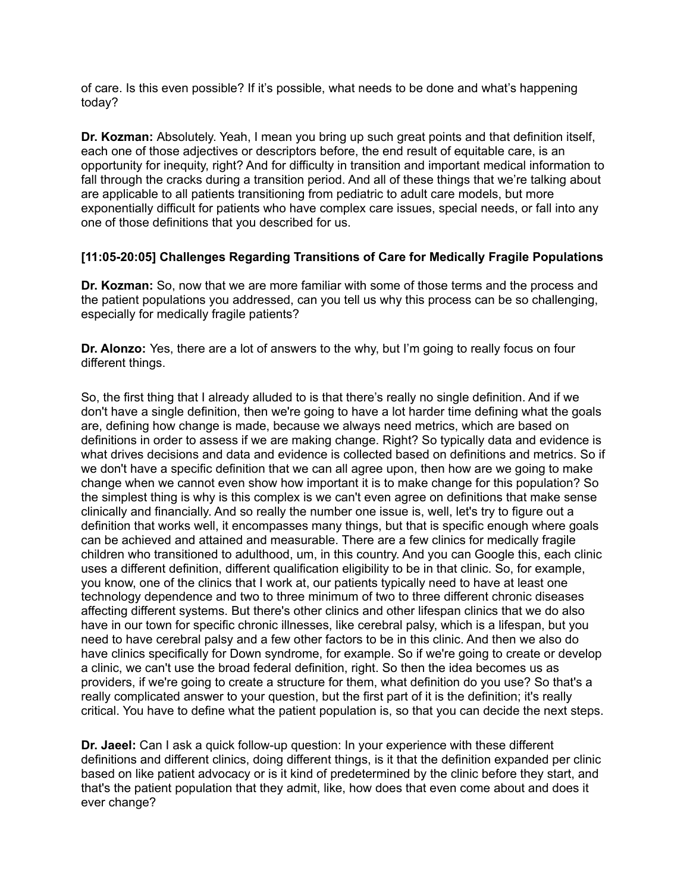of care. Is this even possible? If it's possible, what needs to be done and what's happening today?

**Dr. Kozman:** Absolutely. Yeah, I mean you bring up such great points and that definition itself, each one of those adjectives or descriptors before, the end result of equitable care, is an opportunity for inequity, right? And for difficulty in transition and important medical information to fall through the cracks during a transition period. And all of these things that we're talking about are applicable to all patients transitioning from pediatric to adult care models, but more exponentially difficult for patients who have complex care issues, special needs, or fall into any one of those definitions that you described for us.

### [11:05-20:05] Challenges Regarding Transitions of Care for Medically Fragile Populations

**Dr. Kozman:** So, now that we are more familiar with some of those terms and the process and the patient populations you addressed, can you tell us why this process can be so challenging, especially for medically fragile patients?

**Dr. Alonzo:** Yes, there are a lot of answers to the why, but I'm going to really focus on four different things.

So, the first thing that I already alluded to is that there's really no single definition. And if we don't have a single definition, then we're going to have a lot harder time defining what the goals are, defining how change is made, because we always need metrics, which are based on definitions in order to assess if we are making change. Right? So typically data and evidence is what drives decisions and data and evidence is collected based on definitions and metrics. So if we don't have a specific definition that we can all agree upon, then how are we going to make change when we cannot even show how important it is to make change for this population? So the simplest thing is why is this complex is we can't even agree on definitions that make sense clinically and financially. And so really the number one issue is, well, let's try to figure out a definition that works well, it encompasses many things, but that is specific enough where goals can be achieved and attained and measurable. There are a few clinics for medically fragile children who transitioned to adulthood, um, in this country. And you can Google this, each clinic uses a different definition, different qualification eligibility to be in that clinic. So, for example, you know, one of the clinics that I work at, our patients typically need to have at least one technology dependence and two to three minimum of two to three different chronic diseases affecting different systems. But there's other clinics and other lifespan clinics that we do also have in our town for specific chronic illnesses, like cerebral palsy, which is a lifespan, but you need to have cerebral palsy and a few other factors to be in this clinic. And then we also do have clinics specifically for Down syndrome, for example. So if we're going to create or develop a clinic, we can't use the broad federal definition, right. So then the idea becomes us as providers, if we're going to create a structure for them, what definition do you use? So that's a really complicated answer to your question, but the first part of it is the definition; it's really critical. You have to define what the patient population is, so that you can decide the next steps.

**Dr. Jaeel:** Can I ask a quick follow-up question: In your experience with these different definitions and different clinics, doing different things, is it that the definition expanded per clinic based on like patient advocacy or is it kind of predetermined by the clinic before they start, and that's the patient population that they admit, like, how does that even come about and does it ever change?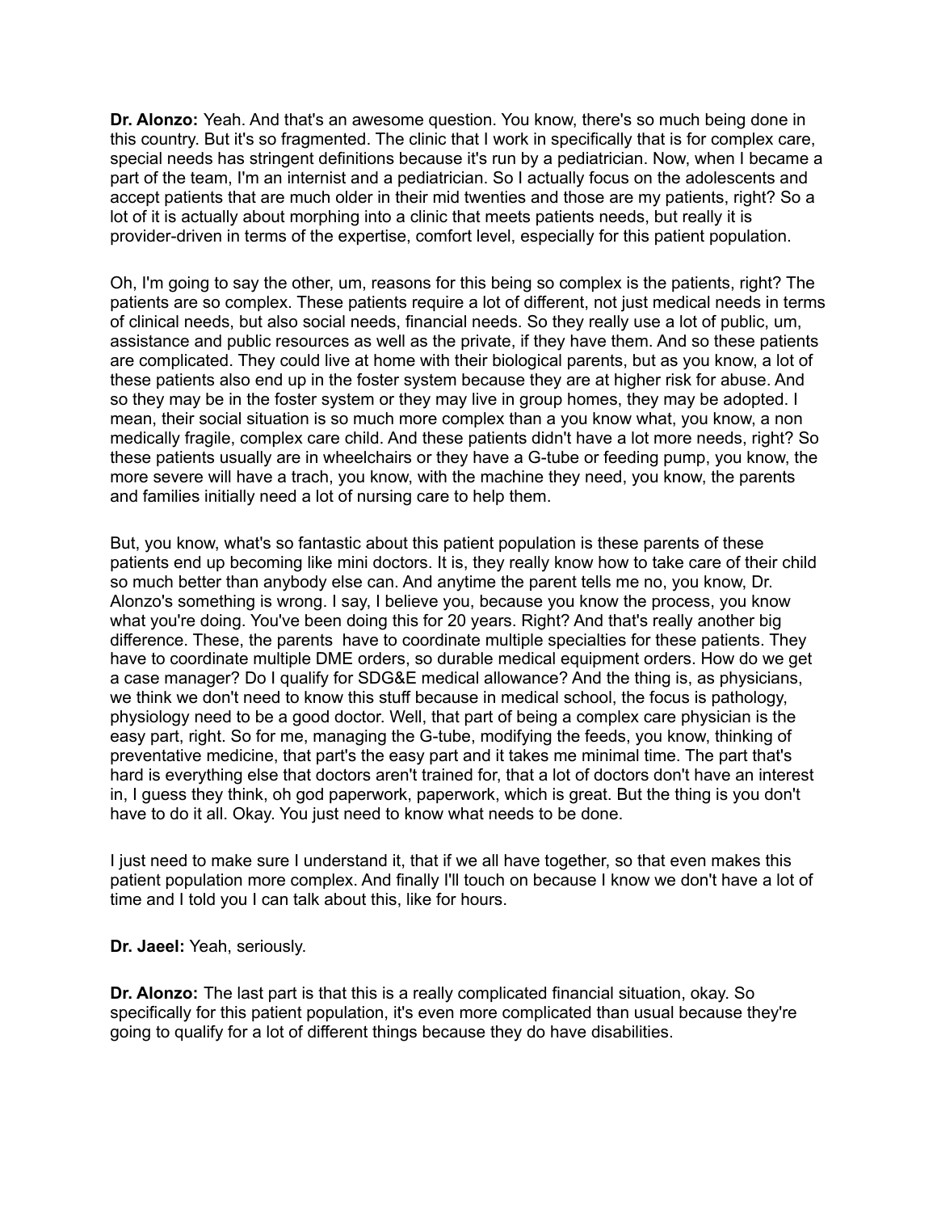**Dr. Alonzo:** Yeah. And that's an awesome question. You know, there's so much being done in this country. But it's so fragmented. The clinic that I work in specifically that is for complex care, special needs has stringent definitions because it's run by a pediatrician. Now, when I became a part of the team, I'm an internist and a pediatrician. So I actually focus on the adolescents and accept patients that are much older in their mid twenties and those are my patients, right? So a lot of it is actually about morphing into a clinic that meets patients needs, but really it is provider-driven in terms of the expertise, comfort level, especially for this patient population.

Oh, I'm going to say the other, um, reasons for this being so complex is the patients, right? The patients are so complex. These patients require a lot of different, not just medical needs in terms of clinical needs, but also social needs, financial needs. So they really use a lot of public, um, assistance and public resources as well as the private, if they have them. And so these patients are complicated. They could live at home with their biological parents, but as you know, a lot of these patients also end up in the foster system because they are at higher risk for abuse. And so they may be in the foster system or they may live in group homes, they may be adopted. I mean, their social situation is so much more complex than a you know what, you know, a non medically fragile, complex care child. And these patients didn't have a lot more needs, right? So these patients usually are in wheelchairs or they have a G-tube or feeding pump, you know, the more severe will have a trach, you know, with the machine they need, you know, the parents and families initially need a lot of nursing care to help them.

But, you know, what's so fantastic about this patient population is these parents of these patients end up becoming like mini doctors. It is, they really know how to take care of their child so much better than anybody else can. And anytime the parent tells me no, you know, Dr. Alonzo's something is wrong. I say, I believe you, because you know the process, you know what you're doing. You've been doing this for 20 years. Right? And that's really another big difference. These, the parents have to coordinate multiple specialties for these patients. They have to coordinate multiple DME orders, so durable medical equipment orders. How do we get a case manager? Do I qualify for SDG&E medical allowance? And the thing is, as physicians, we think we don't need to know this stuff because in medical school, the focus is pathology, physiology need to be a good doctor. Well, that part of being a complex care physician is the easy part, right. So for me, managing the G-tube, modifying the feeds, you know, thinking of preventative medicine, that part's the easy part and it takes me minimal time. The part that's hard is everything else that doctors aren't trained for, that a lot of doctors don't have an interest in, I guess they think, oh god paperwork, paperwork, which is great. But the thing is you don't have to do it all. Okay. You just need to know what needs to be done.

I just need to make sure I understand it, that if we all have together, so that even makes this patient population more complex. And finally I'll touch on because I know we don't have a lot of time and I told you I can talk about this, like for hours.

**Dr. Jaeel:** Yeah, seriously.

**Dr. Alonzo:** The last part is that this is a really complicated financial situation, okay. So specifically for this patient population, it's even more complicated than usual because they're going to qualify for a lot of different things because they do have disabilities.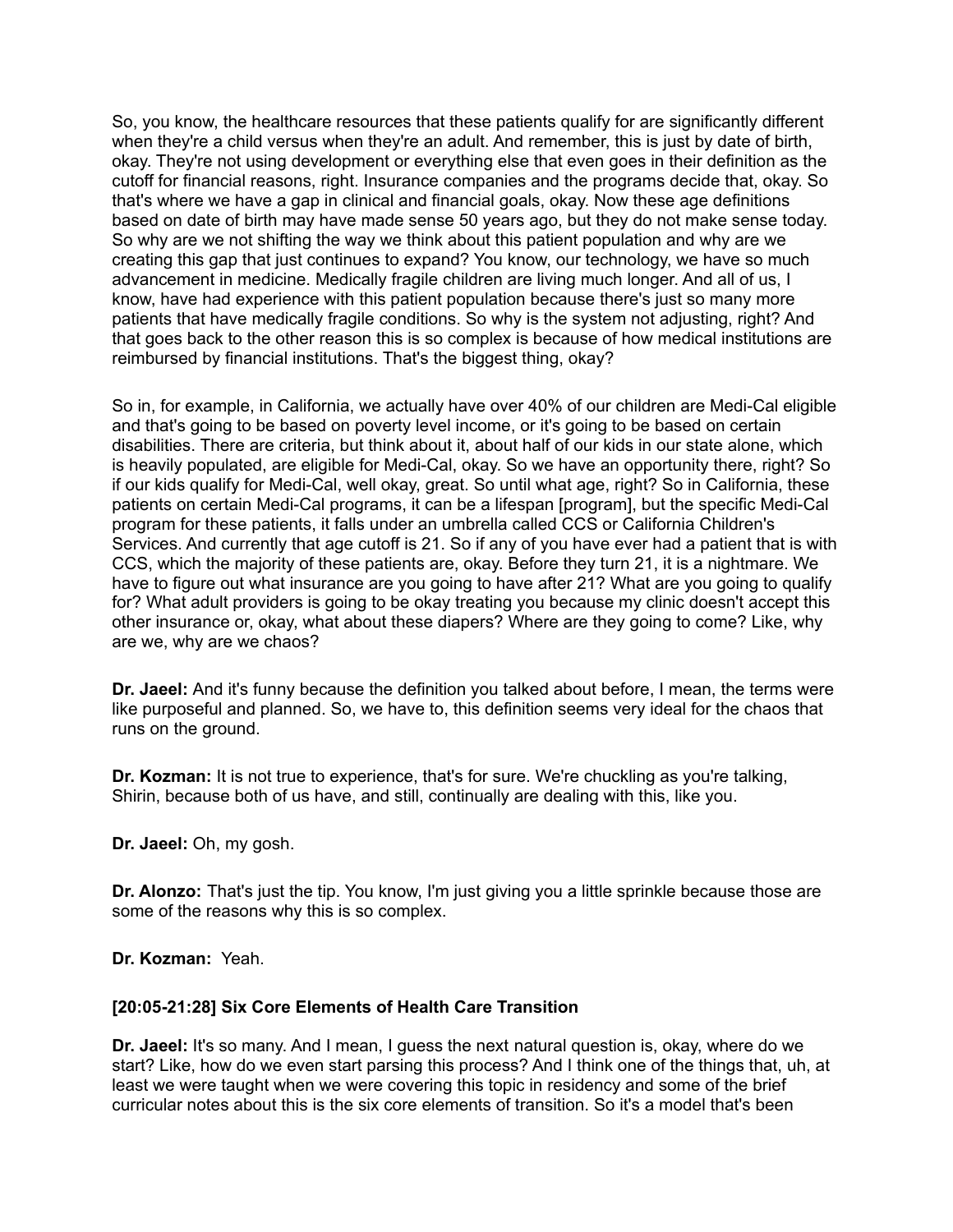So, you know, the healthcare resources that these patients qualify for are significantly different when they're a child versus when they're an adult. And remember, this is just by date of birth, okay. They're not using development or everything else that even goes in their definition as the cutoff for financial reasons, right. Insurance companies and the programs decide that, okay. So that's where we have a gap in clinical and financial goals, okay. Now these age definitions based on date of birth may have made sense 50 years ago, but they do not make sense today. So why are we not shifting the way we think about this patient population and why are we creating this gap that just continues to expand? You know, our technology, we have so much advancement in medicine. Medically fragile children are living much longer. And all of us, I know, have had experience with this patient population because there's just so many more patients that have medically fragile conditions. So why is the system not adjusting, right? And that goes back to the other reason this is so complex is because of how medical institutions are reimbursed by financial institutions. That's the biggest thing, okay?

So in, for example, in California, we actually have over 40% of our children are Medi-Cal eligible and that's going to be based on poverty level income, or it's going to be based on certain disabilities. There are criteria, but think about it, about half of our kids in our state alone, which is heavily populated, are eligible for Medi-Cal, okay. So we have an opportunity there, right? So if our kids qualify for Medi-Cal, well okay, great. So until what age, right? So in California, these patients on certain Medi-Cal programs, it can be a lifespan [program], but the specific Medi-Cal program for these patients, it falls under an umbrella called CCS or California Children's Services. And currently that age cutoff is 21. So if any of you have ever had a patient that is with CCS, which the majority of these patients are, okay. Before they turn 21, it is a nightmare. We have to figure out what insurance are you going to have after 21? What are you going to qualify for? What adult providers is going to be okay treating you because my clinic doesn't accept this other insurance or, okay, what about these diapers? Where are they going to come? Like, why are we, why are we chaos?

**Dr. Jaeel:** And it's funny because the definition you talked about before, I mean, the terms were like purposeful and planned. So, we have to, this definition seems very ideal for the chaos that runs on the ground.

**Dr. Kozman:** It is not true to experience, that's for sure. We're chuckling as you're talking, Shirin, because both of us have, and still, continually are dealing with this, like you.

**Dr. Jaeel:** Oh, my gosh.

**Dr. Alonzo:** That's just the tip. You know, I'm just giving you a little sprinkle because those are some of the reasons why this is so complex.

**Dr. Kozman:** Yeah.

### [20:05-21:28] Six Core Elements of Health Care Transition

**Dr. Jaeel:** It's so many. And I mean, I guess the next natural question is, okay, where do we start? Like, how do we even start parsing this process? And I think one of the things that, uh, at least we were taught when we were covering this topic in residency and some of the brief curricular notes about this is the six core elements of transition. So it's a model that's been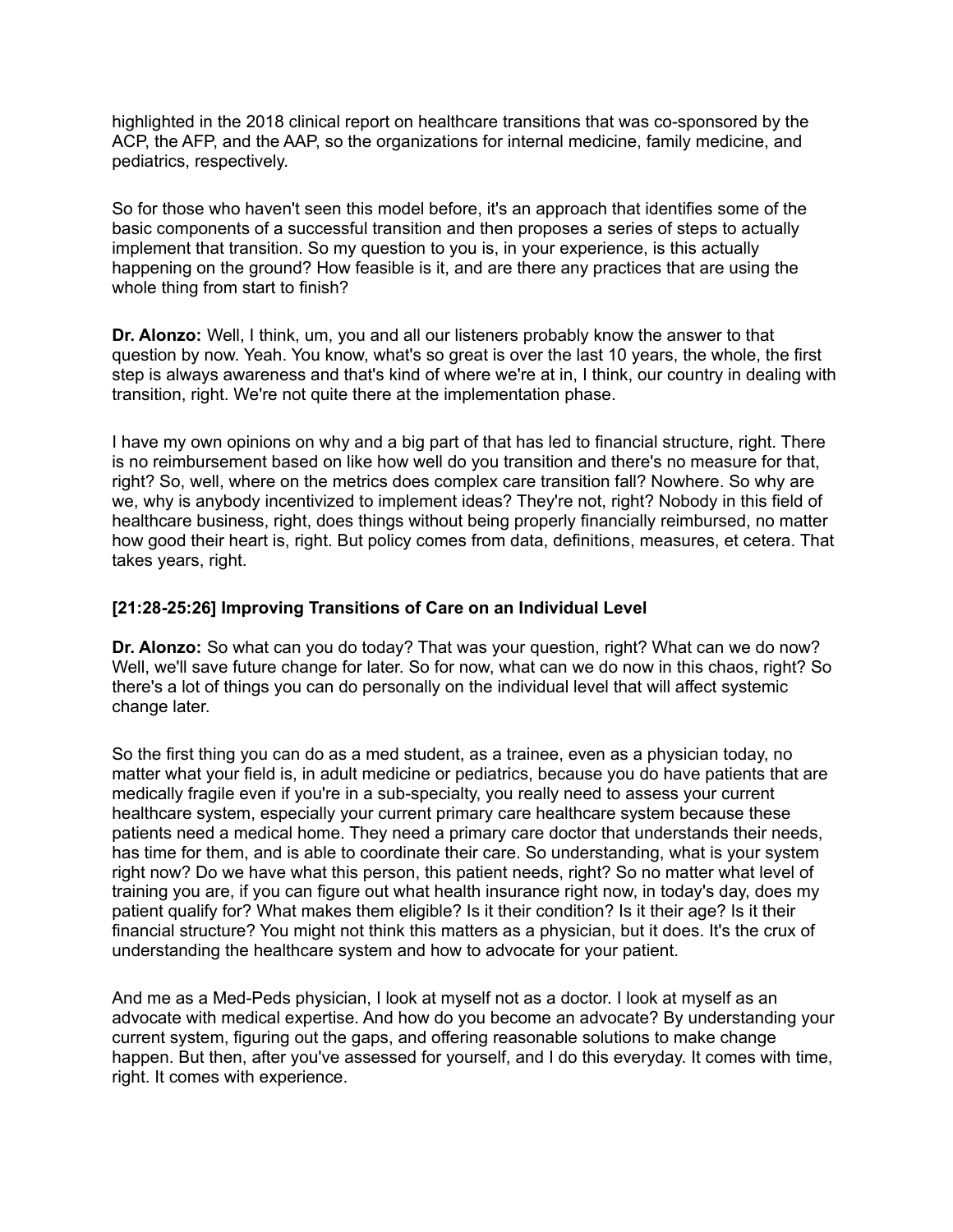highlighted in the 2018 clinical report on healthcare transitions that was co-sponsored by the ACP, the AFP, and the AAP, so the organizations for internal medicine, family medicine, and pediatrics, respectively.

So for those who haven't seen this model before, it's an approach that identifies some of the basic components of a successful transition and then proposes a series of steps to actually implement that transition. So my question to you is, in your experience, is this actually happening on the ground? How feasible is it, and are there any practices that are using the whole thing from start to finish?

**Dr. Alonzo:** Well, I think, um, you and all our listeners probably know the answer to that question by now. Yeah. You know, what's so great is over the last 10 years, the whole, the first step is always awareness and that's kind of where we're at in, I think, our country in dealing with transition, right. We're not quite there at the implementation phase.

I have my own opinions on why and a big part of that has led to financial structure, right. There is no reimbursement based on like how well do you transition and there's no measure for that, right? So, well, where on the metrics does complex care transition fall? Nowhere. So why are we, why is anybody incentivized to implement ideas? They're not, right? Nobody in this field of healthcare business, right, does things without being properly financially reimbursed, no matter how good their heart is, right. But policy comes from data, definitions, measures, et cetera. That takes years, right.

### [21:28-25:26] Improving Transitions of Care on an Individual Level

**Dr. Alonzo:** So what can you do today? That was your question, right? What can we do now? Well, we'll save future change for later. So for now, what can we do now in this chaos, right? So there's a lot of things you can do personally on the individual level that will affect systemic change later.

So the first thing you can do as a med student, as a trainee, even as a physician today, no matter what your field is, in adult medicine or pediatrics, because you do have patients that are medically fragile even if you're in a sub-specialty, you really need to assess your current healthcare system, especially your current primary care healthcare system because these patients need a medical home. They need a primary care doctor that understands their needs, has time for them, and is able to coordinate their care. So understanding, what is your system right now? Do we have what this person, this patient needs, right? So no matter what level of training you are, if you can figure out what health insurance right now, in today's day, does my patient qualify for? What makes them eligible? Is it their condition? Is it their age? Is it their financial structure? You might not think this matters as a physician, but it does. It's the crux of understanding the healthcare system and how to advocate for your patient.

And me as a Med-Peds physician, I look at myself not as a doctor. I look at myself as an advocate with medical expertise. And how do you become an advocate? By understanding your current system, figuring out the gaps, and offering reasonable solutions to make change happen. But then, after you've assessed for yourself, and I do this everyday. It comes with time, right. It comes with experience.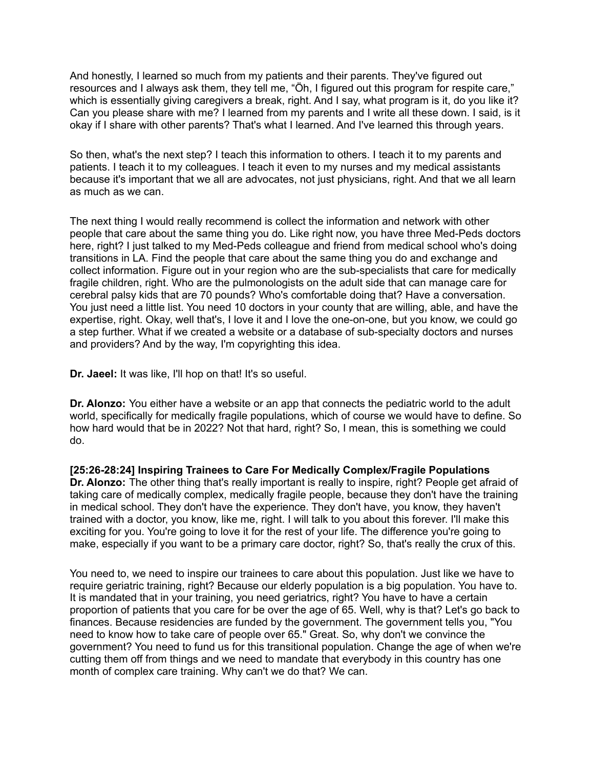And honestly, I learned so much from my patients and their parents. They've figured out resources and I always ask them, they tell me, "Öh, I figured out this program for respite care," which is essentially giving caregivers a break, right. And I say, what program is it, do you like it? Can you please share with me? I learned from my parents and I write all these down. I said, is it okay if I share with other parents? That's what I learned. And I've learned this through years.

So then, what's the next step? I teach this information to others. I teach it to my parents and patients. I teach it to my colleagues. I teach it even to my nurses and my medical assistants because it's important that we all are advocates, not just physicians, right. And that we all learn as much as we can.

The next thing I would really recommend is collect the information and network with other people that care about the same thing you do. Like right now, you have three Med-Peds doctors here, right? I just talked to my Med-Peds colleague and friend from medical school who's doing transitions in LA. Find the people that care about the same thing you do and exchange and collect information. Figure out in your region who are the sub-specialists that care for medically fragile children, right. Who are the pulmonologists on the adult side that can manage care for cerebral palsy kids that are 70 pounds? Who's comfortable doing that? Have a conversation. You just need a little list. You need 10 doctors in your county that are willing, able, and have the expertise, right. Okay, well that's, I love it and I love the one-on-one, but you know, we could go a step further. What if we created a website or a database of sub-specialty doctors and nurses and providers? And by the way, I'm copyrighting this idea.

**Dr. Jaeel:** It was like, I'll hop on that! It's so useful.

**Dr. Alonzo:** You either have a website or an app that connects the pediatric world to the adult world, specifically for medically fragile populations, which of course we would have to define. So how hard would that be in 2022? Not that hard, right? So, I mean, this is something we could do.

**[25:26-28:24] Inspiring Trainees to Care For Medically Complex/Fragile Populations**

**Dr. Alonzo:** The other thing that's really important is really to inspire, right? People get afraid of taking care of medically complex, medically fragile people, because they don't have the training in medical school. They don't have the experience. They don't have, you know, they haven't trained with a doctor, you know, like me, right. I will talk to you about this forever. I'll make this exciting for you. You're going to love it for the rest of your life. The difference you're going to make, especially if you want to be a primary care doctor, right? So, that's really the crux of this.

You need to, we need to inspire our trainees to care about this population. Just like we have to require geriatric training, right? Because our elderly population is a big population. You have to. It is mandated that in your training, you need geriatrics, right? You have to have a certain proportion of patients that you care for be over the age of 65. Well, why is that? Let's go back to finances. Because residencies are funded by the government. The government tells you, "You need to know how to take care of people over 65." Great. So, why don't we convince the government? You need to fund us for this transitional population. Change the age of when we're cutting them off from things and we need to mandate that everybody in this country has one month of complex care training. Why can't we do that? We can.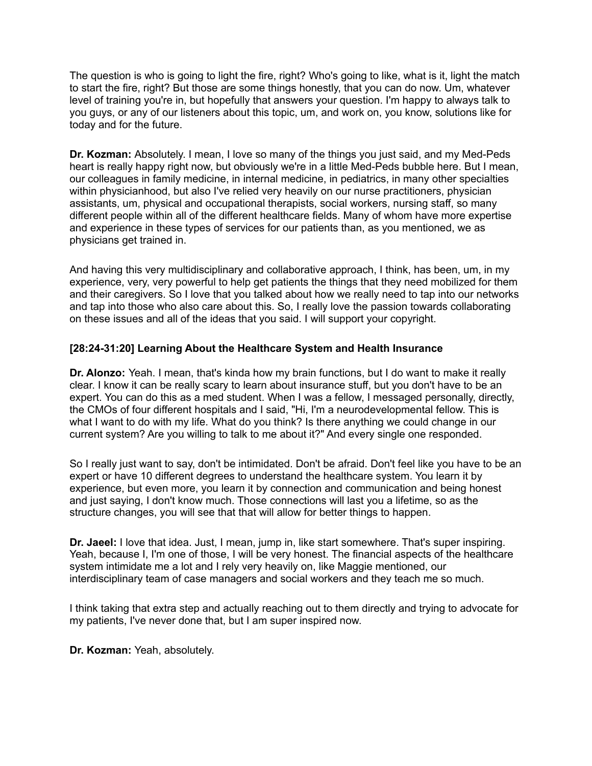The question is who is going to light the fire, right? Who's going to like, what is it, light the match to start the fire, right? But those are some things honestly, that you can do now. Um, whatever level of training you're in, but hopefully that answers your question. I'm happy to always talk to you guys, or any of our listeners about this topic, um, and work on, you know, solutions like for today and for the future.

**Dr. Kozman:** Absolutely. I mean, I love so many of the things you just said, and my Med-Peds heart is really happy right now, but obviously we're in a little Med-Peds bubble here. But I mean, our colleagues in family medicine, in internal medicine, in pediatrics, in many other specialties within physicianhood, but also I've relied very heavily on our nurse practitioners, physician assistants, um, physical and occupational therapists, social workers, nursing staff, so many different people within all of the different healthcare fields. Many of whom have more expertise and experience in these types of services for our patients than, as you mentioned, we as physicians get trained in.

And having this very multidisciplinary and collaborative approach, I think, has been, um, in my experience, very, very powerful to help get patients the things that they need mobilized for them and their caregivers. So I love that you talked about how we really need to tap into our networks and tap into those who also care about this. So, I really love the passion towards collaborating on these issues and all of the ideas that you said. I will support your copyright.

### [28:24-31:20] Learning About the Healthcare System and Health Insurance

**Dr. Alonzo:** Yeah. I mean, that's kinda how my brain functions, but I do want to make it really clear. I know it can be really scary to learn about insurance stuff, but you don't have to be an expert. You can do this as a med student. When I was a fellow, I messaged personally, directly, the CMOs of four different hospitals and I said, "Hi, I'm a neurodevelopmental fellow. This is what I want to do with my life. What do you think? Is there anything we could change in our current system? Are you willing to talk to me about it?" And every single one responded.

So I really just want to say, don't be intimidated. Don't be afraid. Don't feel like you have to be an expert or have 10 different degrees to understand the healthcare system. You learn it by experience, but even more, you learn it by connection and communication and being honest and just saying, I don't know much. Those connections will last you a lifetime, so as the structure changes, you will see that that will allow for better things to happen.

**Dr. Jaeel:** I love that idea. Just, I mean, jump in, like start somewhere. That's super inspiring. Yeah, because I, I'm one of those, I will be very honest. The financial aspects of the healthcare system intimidate me a lot and I rely very heavily on, like Maggie mentioned, our interdisciplinary team of case managers and social workers and they teach me so much.

I think taking that extra step and actually reaching out to them directly and trying to advocate for my patients, I've never done that, but I am super inspired now.

**Dr. Kozman:** Yeah, absolutely.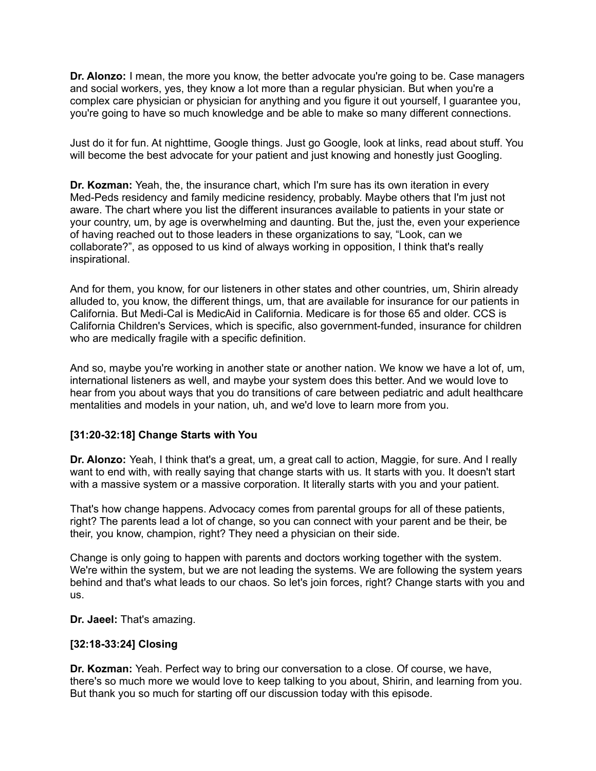**Dr. Alonzo:** I mean, the more you know, the better advocate you're going to be. Case managers and social workers, yes, they know a lot more than a regular physician. But when you're a complex care physician or physician for anything and you figure it out yourself, I guarantee you, you're going to have so much knowledge and be able to make so many different connections.

Just do it for fun. At nighttime, Google things. Just go Google, look at links, read about stuff. You will become the best advocate for your patient and just knowing and honestly just Googling.

**Dr. Kozman:** Yeah, the, the insurance chart, which I'm sure has its own iteration in every Med-Peds residency and family medicine residency, probably. Maybe others that I'm just not aware. The chart where you list the different insurances available to patients in your state or your country, um, by age is overwhelming and daunting. But the, just the, even your experience of having reached out to those leaders in these organizations to say, "Look, can we collaborate?", as opposed to us kind of always working in opposition, I think that's really inspirational.

And for them, you know, for our listeners in other states and other countries, um, Shirin already alluded to, you know, the different things, um, that are available for insurance for our patients in California. But Medi-Cal is MedicAid in California. Medicare is for those 65 and older. CCS is California Children's Services, which is specific, also government-funded, insurance for children who are medically fragile with a specific definition.

And so, maybe you're working in another state or another nation. We know we have a lot of, um, international listeners as well, and maybe your system does this better. And we would love to hear from you about ways that you do transitions of care between pediatric and adult healthcare mentalities and models in your nation, uh, and we'd love to learn more from you.

### [31:20-32:18] Change Starts with You

**Dr. Alonzo:** Yeah, I think that's a great, um, a great call to action, Maggie, for sure. And I really want to end with, with really saying that change starts with us. It starts with you. It doesn't start with a massive system or a massive corporation. It literally starts with you and your patient.

That's how change happens. Advocacy comes from parental groups for all of these patients, right? The parents lead a lot of change, so you can connect with your parent and be their, be their, you know, champion, right? They need a physician on their side.

Change is only going to happen with parents and doctors working together with the system. We're within the system, but we are not leading the systems. We are following the system years behind and that's what leads to our chaos. So let's join forces, right? Change starts with you and us.

**Dr. Jaeel:** That's amazing.

### [32:18-33:24] Closing

**Dr. Kozman:** Yeah. Perfect way to bring our conversation to a close. Of course, we have, there's so much more we would love to keep talking to you about, Shirin, and learning from you. But thank you so much for starting off our discussion today with this episode.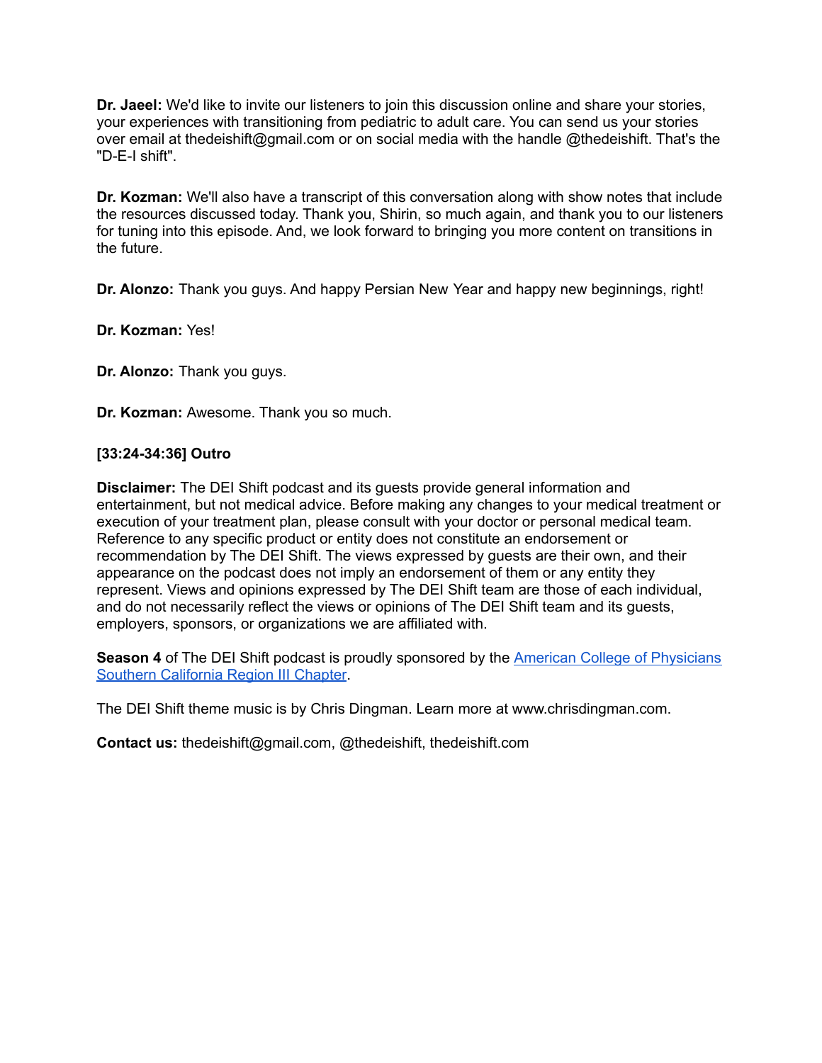**Dr. Jaeel:** We'd like to invite our listeners to join this discussion online and share your stories, your experiences with transitioning from pediatric to adult care. You can send us your stories over email at thedeishift@gmail.com or on social media with the handle @thedeishift. That's the "D-E-I shift".

**Dr. Kozman:** We'll also have a transcript of this conversation along with show notes that include the resources discussed today. Thank you, Shirin, so much again, and thank you to our listeners for tuning into this episode. And, we look forward to bringing you more content on transitions in the future.

**Dr. Alonzo:** Thank you guys. And happy Persian New Year and happy new beginnings, right!

**Dr. Kozman:** Yes!

**Dr. Alonzo:** Thank you guys.

**Dr. Kozman:** Awesome. Thank you so much.

**[33:24-34:36] Outro**

**Disclaimer:** The DEI Shift podcast and its guests provide general information and entertainment, but not medical advice. Before making any changes to your medical treatment or execution of your treatment plan, please consult with your doctor or personal medical team. Reference to any specific product or entity does not constitute an endorsement or recommendation by The DEI Shift. The views expressed by guests are their own, and their appearance on the podcast does not imply an endorsement of them or any entity they represent. Views and opinions expressed by The DEI Shift team are those of each individual, and do not necessarily reflect the views or opinions of The DEI Shift team and its guests, employers, sponsors, or organizations we are affiliated with.

**Season 4** of The DEI Shift podcast is proudly sponsored by the American College of Physicians Southern California Region III Chapter.

The DEI Shift theme music is by Chris Dingman. Learn more at www.chrisdingman.com.

**Contact us:** thedeishift@gmail.com, @thedeishift, thedeishift.com